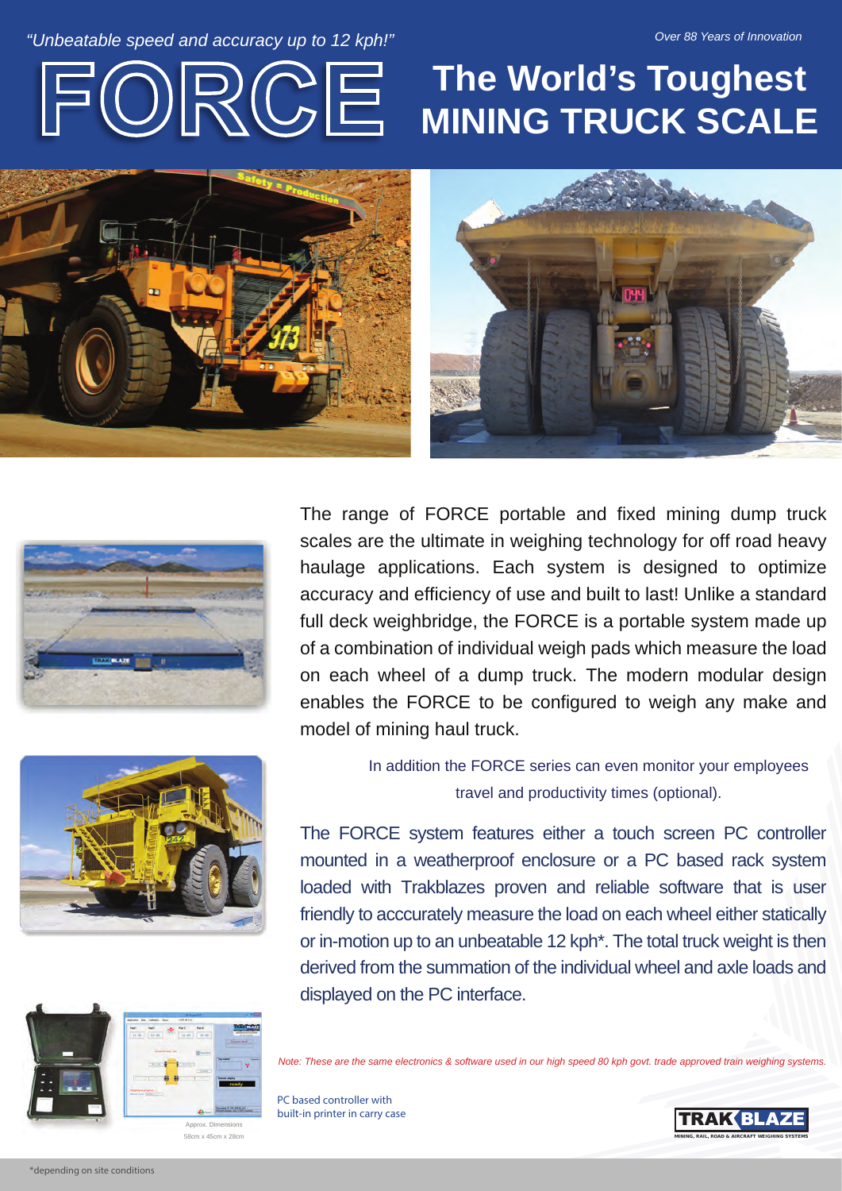*"Unbeatable speed and accuracy up to 12 kph!"*

*Over 88 Years of Innovation*

# FORCE

# The World's Toughest MINING TRUCK SCALE

The range of FORCE portable and fixed mining dump truck scales are the ultimate in weighing technology for off road heavy haulage applications. Each system is designed to optimize accuracy and efficiency of use and built to last! Unlike a standard full deck weighbridge, the FORCE is a portable system made up of a combination of individual weigh pads which measure the load on each wheel of a dump truck. The modern modular design enables the FORCE to be configured to weigh any make and model of mining haul truck.

In addition the FORCE series can even monitor your employees travel and productivity times (optional).

The FORCE system features either a touch screen PC controller mounted in a weatherproof enclosure or a PC based rack system loaded with Trakblazes proven and reliable software that is user friendly to acccurately measure the load on each wheel either statically or in-motion up to an unbeatable 12 kph*. The total truck weight is then derived from the summation of the individual wheel and axle loads and displayed on the PC interface.

*Note: These are the same electronics & software used in our high speed 80 kph govt. trade approved train weighing systems.*

PC based controller with built-in printer in carry case

Approx. Dimensions
58cm x 45cm x 28cm

TRAKBLAZE
MINING, RAIL, ROAD & AIRCRAFT WEIGHING SYSTEMS

*depending on site conditions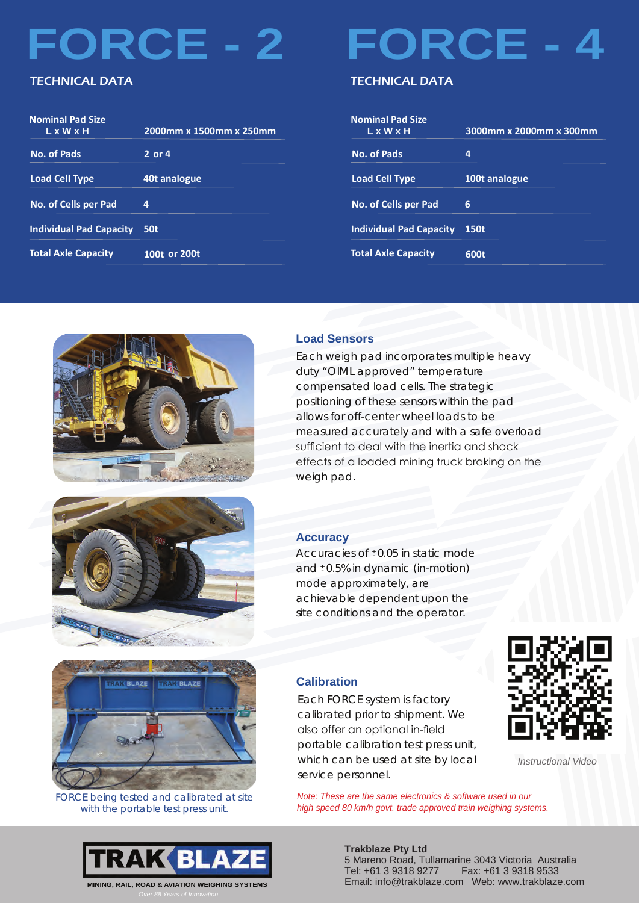# FORCE - 2

## TECHNICAL DATA

| | |
|---|---|
| Nominal Pad Size L x W x H | 2000mm x 1500mm x 250mm |
| No. of Pads | 2 or 4 |
| Load Cell Type | 40t analogue |
| No. of Cells per Pad | 4 |
| Individual Pad Capacity | 50t |
| Total Axle Capacity | 100t or 200t |

# FORCE - 4

## TECHNICAL DATA

| | |
|---|---|
| Nominal Pad Size L x W x H | 3000mm x 2000mm x 300mm |
| No. of Pads | 4 |
| Load Cell Type | 100t analogue |
| No. of Cells per Pad | 6 |
| Individual Pad Capacity | 150t |
| Total Axle Capacity | 600t |

### Load Sensors

Each weigh pad incorporates multiple heavy duty "OIML approved" temperature compensated load cells. The strategic positioning of these sensors within the pad allows for off-center wheel loads to be measured accurately and with a safe overload sufficient to deal with the inertia and shock effects of a loaded mining truck braking on the weigh pad.

### Accuracy

Accuracies of ±0.05 in static mode and ±0.5% in dynamic (in-motion) mode approximately, are achievable dependent upon the site conditions and the operator.

### Calibration

Each FORCE system is factory calibrated prior to shipment. We also offer an optional in-field portable calibration test press unit, which can be used at site by local service personnel.

FORCE being tested and calibrated at site with the portable test press unit.

*Instructional Video*

*Note: These are the same electronics & software used in our high speed 80 km/h govt. trade approved train weighing systems.*

TRAK BLAZE

MINING, RAIL, ROAD & AVIATION WEIGHING SYSTEMS

*Over 88 Years of Innovation*

**Trakblaze Pty Ltd**
5 Mareno Road, Tullamarine 3043 Victoria Australia
Tel: +61 3 9318 9277 Fax: +61 3 9318 9533
Email: info@trakblaze.com Web: www.trakblaze.com